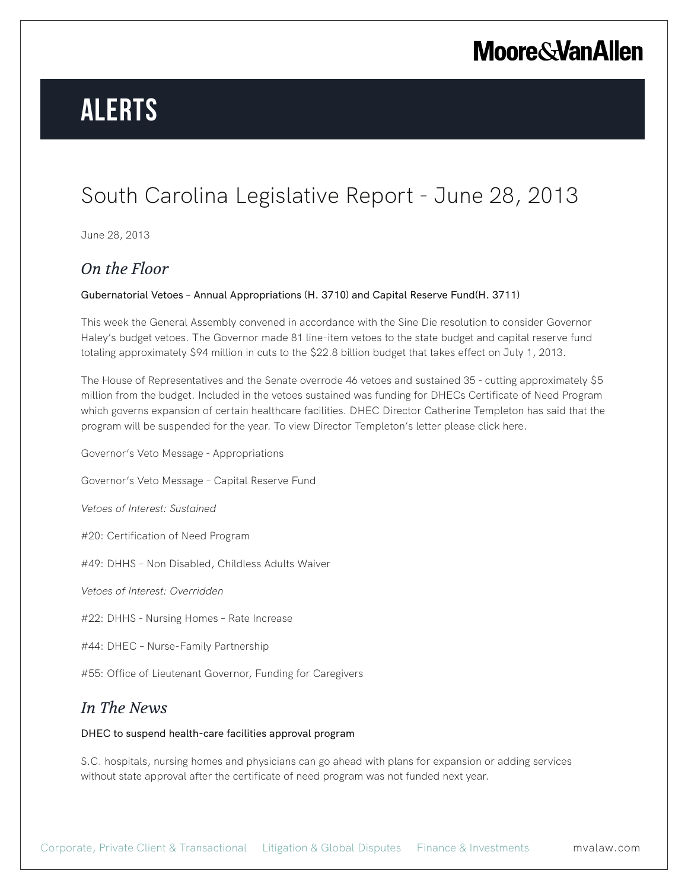# Alerts

## South Carolina Legislative Report - June 28, 2013

June 28, 2013

### *On the Floor*

**Gubernatorial Vetoes – Annual Appropriations (H. 3710) and Capital Reserve Fund(H. 3711)**

This week the General Assembly convened in accordance with the Sine Die resolution to consider Governor Haley's budget vetoes. The Governor made 81 line-item vetoes to the state budget and capital reserve fund totaling approximately $94 million in cuts to the $22.8 billion budget that takes effect on July 1, 2013.

The House of Representatives and the Senate overrode 46 vetoes and sustained 35 - cutting approximately $5 million from the budget. Included in the vetoes sustained was funding for DHECs Certificate of Need Program which governs expansion of certain healthcare facilities. DHEC Director Catherine Templeton has said that the program will be suspended for the year. To view Director Templeton's letter please click here.

Governor's Veto Message - Appropriations

Governor's Veto Message – Capital Reserve Fund

*Vetoes of Interest: Sustained*

#20: Certification of Need Program

#49: DHHS – Non Disabled, Childless Adults Waiver

*Vetoes of Interest: Overridden*

#22: DHHS - Nursing Homes – Rate Increase

#44: DHEC – Nurse-Family Partnership

#55: Office of Lieutenant Governor, Funding for Caregivers

### *In The News*

**DHEC to suspend health-care facilities approval program**

S.C. hospitals, nursing homes and physicians can go ahead with plans for expansion or adding services without state approval after the certificate of need program was not funded next year.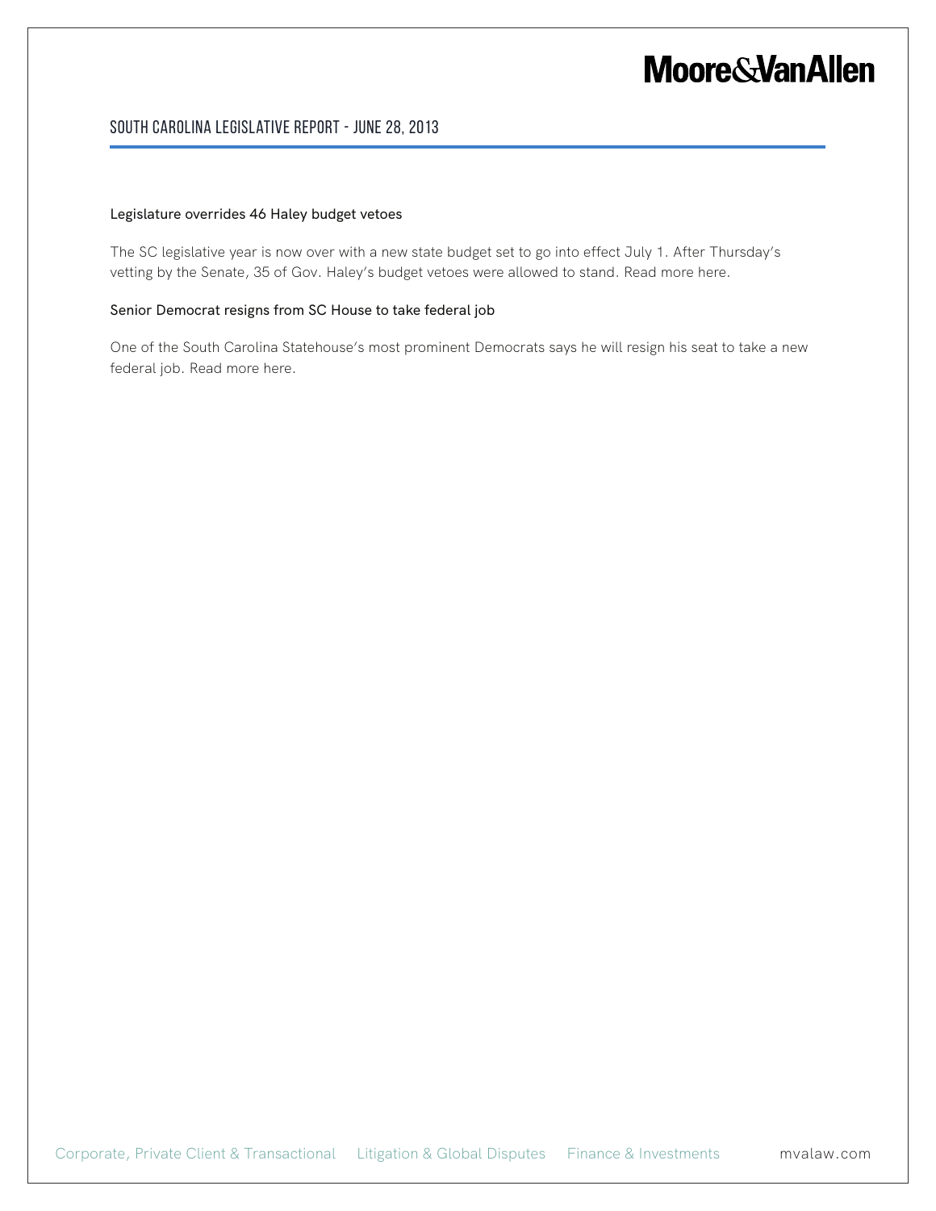### Legislature overrides 46 Haley budget vetoes

The SC legislative year is now over with a new state budget set to go into effect July 1. After Thursday's vetting by the Senate, 35 of Gov. Haley's budget vetoes were allowed to stand. Read more here.

### Senior Democrat resigns from SC House to take federal job

One of the South Carolina Statehouse's most prominent Democrats says he will resign his seat to take a new federal job. Read more here.